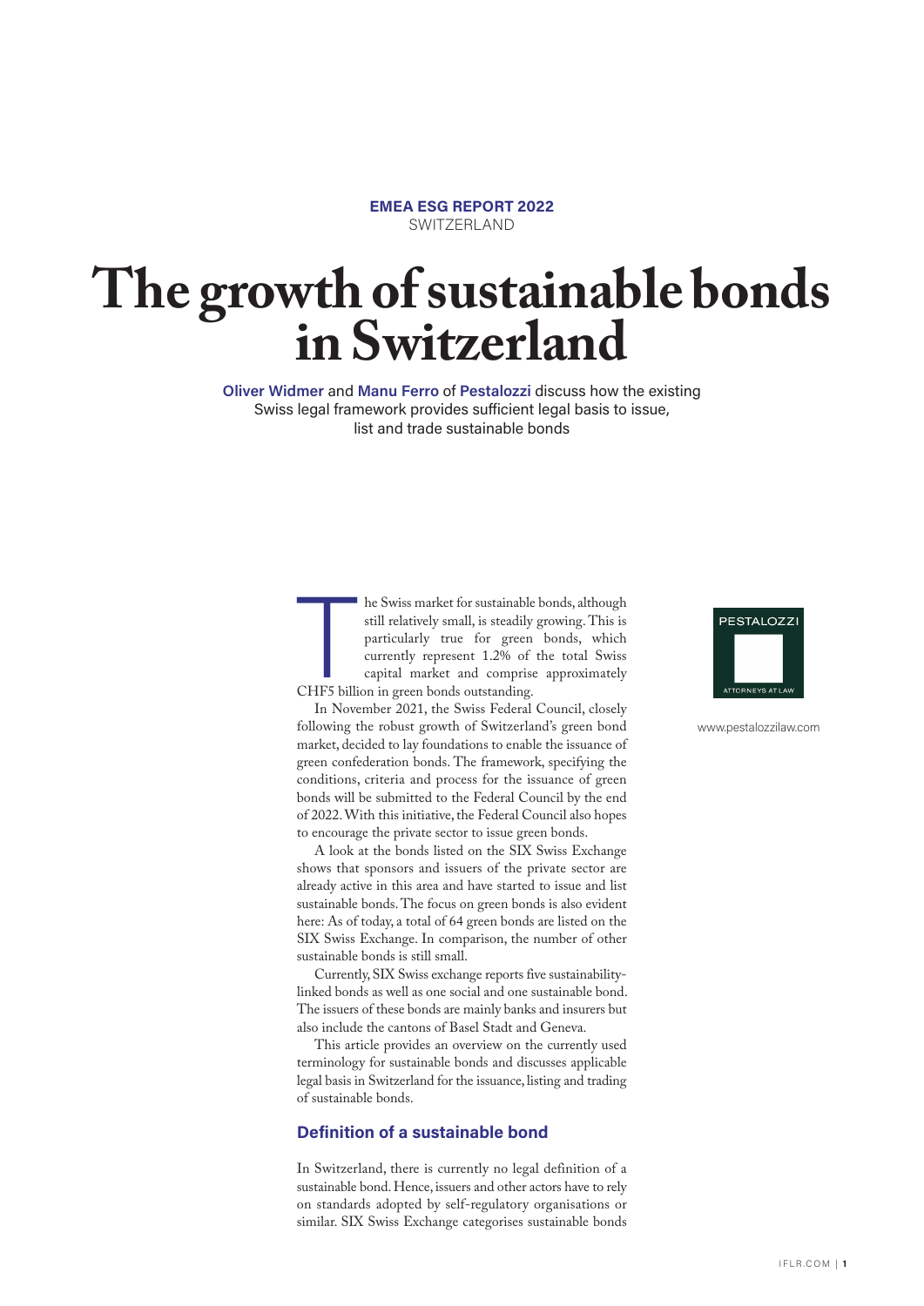**EMEA ESG REPORT 2022**
SWITZERLAND

# The growth of sustainable bonds in Switzerland

**Oliver Widmer** and **Manu Ferro** of **Pestalozzi** discuss how the existing Swiss legal framework provides sufficient legal basis to issue, list and trade sustainable bonds

PESTALOZZI
ATTORNEYS AT LAW

www.pestalozzilaw.com

The Swiss market for sustainable bonds, although still relatively small, is steadily growing. This is particularly true for green bonds, which currently represent 1.2% of the total Swiss capital market and comprise approximately CHF5 billion in green bonds outstanding.

In November 2021, the Swiss Federal Council, closely following the robust growth of Switzerland's green bond market, decided to lay foundations to enable the issuance of green confederation bonds. The framework, specifying the conditions, criteria and process for the issuance of green bonds will be submitted to the Federal Council by the end of 2022. With this initiative, the Federal Council also hopes to encourage the private sector to issue green bonds.

A look at the bonds listed on the SIX Swiss Exchange shows that sponsors and issuers of the private sector are already active in this area and have started to issue and list sustainable bonds. The focus on green bonds is also evident here: As of today, a total of 64 green bonds are listed on the SIX Swiss Exchange. In comparison, the number of other sustainable bonds is still small.

Currently, SIX Swiss exchange reports five sustainability-linked bonds as well as one social and one sustainable bond. The issuers of these bonds are mainly banks and insurers but also include the cantons of Basel Stadt and Geneva.

This article provides an overview on the currently used terminology for sustainable bonds and discusses applicable legal basis in Switzerland for the issuance, listing and trading of sustainable bonds.

## Definition of a sustainable bond

In Switzerland, there is currently no legal definition of a sustainable bond. Hence, issuers and other actors have to rely on standards adopted by self-regulatory organisations or similar. SIX Swiss Exchange categorises sustainable bonds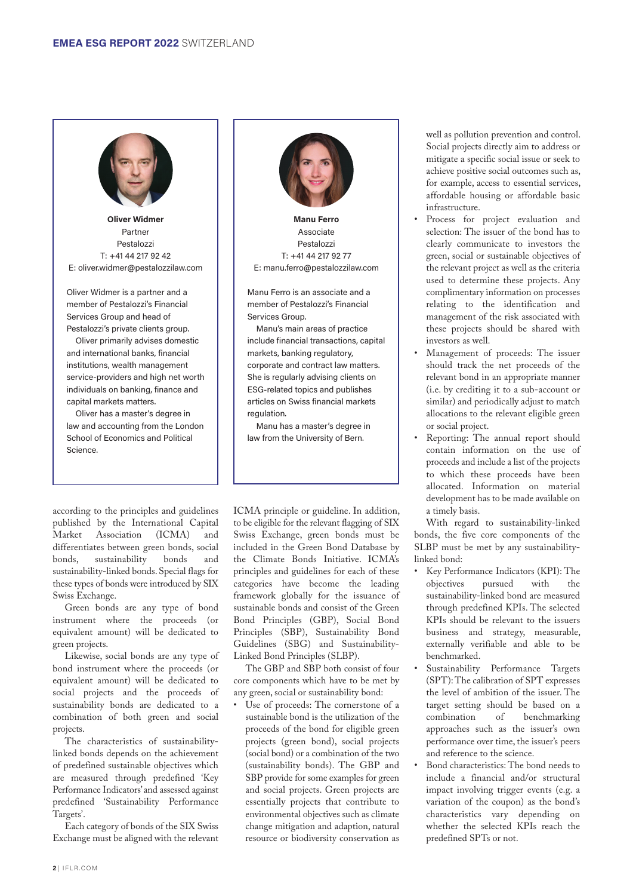**Oliver Widmer**
Partner
Pestalozzi
T: +41 44 217 92 42
E: oliver.widmer@pestalozzilaw.com

Oliver Widmer is a partner and a member of Pestalozzi's Financial Services Group and head of Pestalozzi's private clients group.

Oliver primarily advises domestic and international banks, financial institutions, wealth management service-providers and high net worth individuals on banking, finance and capital markets matters.

Oliver has a master's degree in law and accounting from the London School of Economics and Political Science.

**Manu Ferro**
Associate
Pestalozzi
T: +41 44 217 92 77
E: manu.ferro@pestalozzilaw.com

Manu Ferro is an associate and a member of Pestalozzi's Financial Services Group.

Manu's main areas of practice include financial transactions, capital markets, banking regulatory, corporate and contract law matters. She is regularly advising clients on ESG-related topics and publishes articles on Swiss financial markets regulation.

Manu has a master's degree in law from the University of Bern.

according to the principles and guidelines published by the International Capital Market Association (ICMA) and differentiates between green bonds, social bonds, sustainability bonds and sustainability-linked bonds. Special flags for these types of bonds were introduced by SIX Swiss Exchange.

Green bonds are any type of bond instrument where the proceeds (or equivalent amount) will be dedicated to green projects.

Likewise, social bonds are any type of bond instrument where the proceeds (or equivalent amount) will be dedicated to social projects and the proceeds of sustainability bonds are dedicated to a combination of both green and social projects.

The characteristics of sustainability-linked bonds depends on the achievement of predefined sustainable objectives which are measured through predefined 'Key Performance Indicators' and assessed against predefined 'Sustainability Performance Targets'.

Each category of bonds of the SIX Swiss Exchange must be aligned with the relevant ICMA principle or guideline. In addition, to be eligible for the relevant flagging of SIX Swiss Exchange, green bonds must be included in the Green Bond Database by the Climate Bonds Initiative. ICMA's principles and guidelines for each of these categories have become the leading framework globally for the issuance of sustainable bonds and consist of the Green Bond Principles (GBP), Social Bond Principles (SBP), Sustainability Bond Guidelines (SBG) and Sustainability-Linked Bond Principles (SLBP).

The GBP and SBP both consist of four core components which have to be met by any green, social or sustainability bond:

- Use of proceeds: The cornerstone of a sustainable bond is the utilization of the proceeds of the bond for eligible green projects (green bond), social projects (social bond) or a combination of the two (sustainability bonds). The GBP and SBP provide for some examples for green and social projects. Green projects are essentially projects that contribute to environmental objectives such as climate change mitigation and adaption, natural resource or biodiversity conservation as well as pollution prevention and control. Social projects directly aim to address or mitigate a specific social issue or seek to achieve positive social outcomes such as, for example, access to essential services, affordable housing or affordable basic infrastructure.
- Process for project evaluation and selection: The issuer of the bond has to clearly communicate to investors the green, social or sustainable objectives of the relevant project as well as the criteria used to determine these projects. Any complimentary information on processes relating to the identification and management of the risk associated with these projects should be shared with investors as well.
- Management of proceeds: The issuer should track the net proceeds of the relevant bond in an appropriate manner (i.e. by crediting it to a sub-account or similar) and periodically adjust to match allocations to the relevant eligible green or social project.
- Reporting: The annual report should contain information on the use of proceeds and include a list of the projects to which these proceeds have been allocated. Information on material development has to be made available on a timely basis.

With regard to sustainability-linked bonds, the five core components of the SLBP must be met by any sustainability-linked bond:

- Key Performance Indicators (KPI): The objectives pursued with the sustainability-linked bond are measured through predefined KPIs. The selected KPIs should be relevant to the issuers business and strategy, measurable, externally verifiable and able to be benchmarked.
- Sustainability Performance Targets (SPT): The calibration of SPT expresses the level of ambition of the issuer. The target setting should be based on a combination of benchmarking approaches such as the issuer's own performance over time, the issuer's peers and reference to the science.
- Bond characteristics: The bond needs to include a financial and/or structural impact involving trigger events (e.g. a variation of the coupon) as the bond's characteristics vary depending on whether the selected KPIs reach the predefined SPTs or not.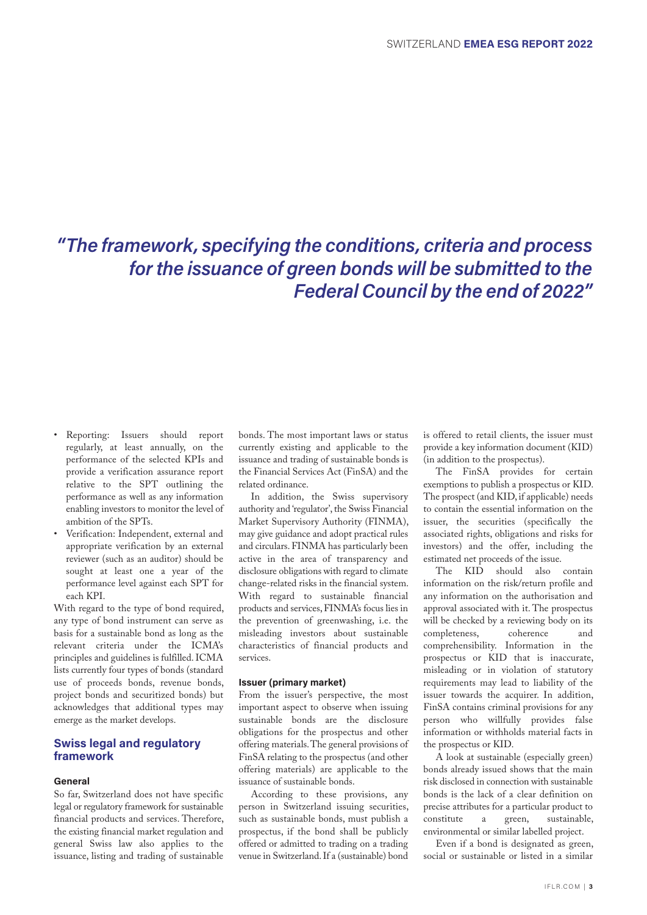*"The framework, specifying the conditions, criteria and process for the issuance of green bonds will be submitted to the Federal Council by the end of 2022"*

- Reporting: Issuers should report regularly, at least annually, on the performance of the selected KPIs and provide a verification assurance report relative to the SPT outlining the performance as well as any information enabling investors to monitor the level of ambition of the SPTs.
- Verification: Independent, external and appropriate verification by an external reviewer (such as an auditor) should be sought at least one a year of the performance level against each SPT for each KPI.

With regard to the type of bond required, any type of bond instrument can serve as basis for a sustainable bond as long as the relevant criteria under the ICMA's principles and guidelines is fulfilled. ICMA lists currently four types of bonds (standard use of proceeds bonds, revenue bonds, project bonds and securitized bonds) but acknowledges that additional types may emerge as the market develops.

## Swiss legal and regulatory framework

### General

So far, Switzerland does not have specific legal or regulatory framework for sustainable financial products and services. Therefore, the existing financial market regulation and general Swiss law also applies to the issuance, listing and trading of sustainable bonds. The most important laws or status currently existing and applicable to the issuance and trading of sustainable bonds is the Financial Services Act (FinSA) and the related ordinance.

In addition, the Swiss supervisory authority and 'regulator', the Swiss Financial Market Supervisory Authority (FINMA), may give guidance and adopt practical rules and circulars. FINMA has particularly been active in the area of transparency and disclosure obligations with regard to climate change-related risks in the financial system. With regard to sustainable financial products and services, FINMA's focus lies in the prevention of greenwashing, i.e. the misleading investors about sustainable characteristics of financial products and services.

### Issuer (primary market)

From the issuer's perspective, the most important aspect to observe when issuing sustainable bonds are the disclosure obligations for the prospectus and other offering materials. The general provisions of FinSA relating to the prospectus (and other offering materials) are applicable to the issuance of sustainable bonds.

According to these provisions, any person in Switzerland issuing securities, such as sustainable bonds, must publish a prospectus, if the bond shall be publicly offered or admitted to trading on a trading venue in Switzerland. If a (sustainable) bond is offered to retail clients, the issuer must provide a key information document (KID) (in addition to the prospectus).

The FinSA provides for certain exemptions to publish a prospectus or KID. The prospect (and KID, if applicable) needs to contain the essential information on the issuer, the securities (specifically the associated rights, obligations and risks for investors) and the offer, including the estimated net proceeds of the issue.

The KID should also contain information on the risk/return profile and any information on the authorisation and approval associated with it. The prospectus will be checked by a reviewing body on its completeness, coherence and comprehensibility. Information in the prospectus or KID that is inaccurate, misleading or in violation of statutory requirements may lead to liability of the issuer towards the acquirer. In addition, FinSA contains criminal provisions for any person who willfully provides false information or withholds material facts in the prospectus or KID.

A look at sustainable (especially green) bonds already issued shows that the main risk disclosed in connection with sustainable bonds is the lack of a clear definition on precise attributes for a particular product to constitute a green, sustainable, environmental or similar labelled project.

Even if a bond is designated as green, social or sustainable or listed in a similar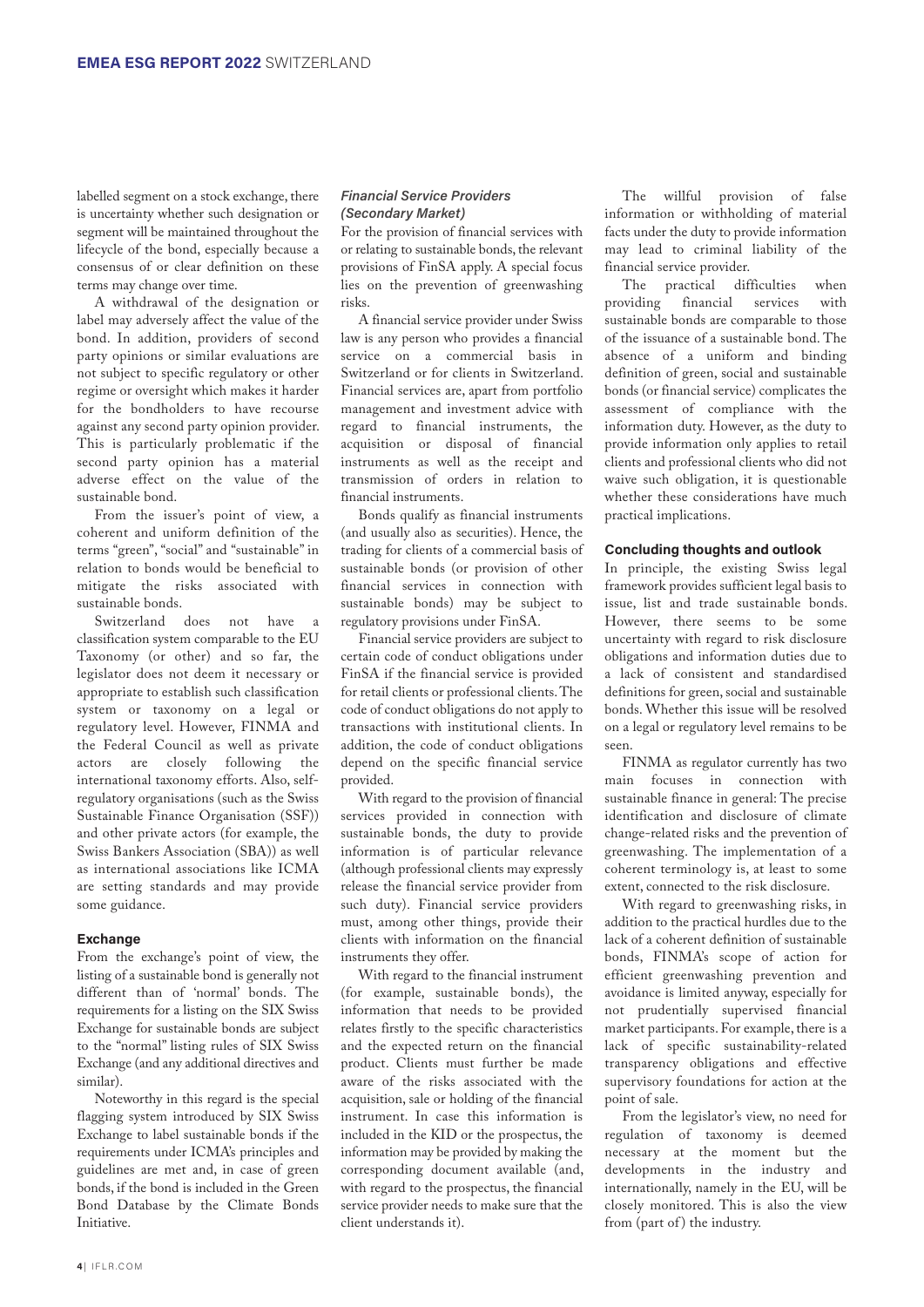labelled segment on a stock exchange, there is uncertainty whether such designation or segment will be maintained throughout the lifecycle of the bond, especially because a consensus of or clear definition on these terms may change over time.

A withdrawal of the designation or label may adversely affect the value of the bond. In addition, providers of second party opinions or similar evaluations are not subject to specific regulatory or other regime or oversight which makes it harder for the bondholders to have recourse against any second party opinion provider. This is particularly problematic if the second party opinion has a material adverse effect on the value of the sustainable bond.

From the issuer's point of view, a coherent and uniform definition of the terms "green", "social" and "sustainable" in relation to bonds would be beneficial to mitigate the risks associated with sustainable bonds.

Switzerland does not have a classification system comparable to the EU Taxonomy (or other) and so far, the legislator does not deem it necessary or appropriate to establish such classification system or taxonomy on a legal or regulatory level. However, FINMA and the Federal Council as well as private actors are closely following the international taxonomy efforts. Also, self-regulatory organisations (such as the Swiss Sustainable Finance Organisation (SSF)) and other private actors (for example, the Swiss Bankers Association (SBA)) as well as international associations like ICMA are setting standards and may provide some guidance.

### Exchange

From the exchange's point of view, the listing of a sustainable bond is generally not different than of 'normal' bonds. The requirements for a listing on the SIX Swiss Exchange for sustainable bonds are subject to the "normal" listing rules of SIX Swiss Exchange (and any additional directives and similar).

Noteworthy in this regard is the special flagging system introduced by SIX Swiss Exchange to label sustainable bonds if the requirements under ICMA's principles and guidelines are met and, in case of green bonds, if the bond is included in the Green Bond Database by the Climate Bonds Initiative.

### *Financial Service Providers (Secondary Market)*

For the provision of financial services with or relating to sustainable bonds, the relevant provisions of FinSA apply. A special focus lies on the prevention of greenwashing risks.

A financial service provider under Swiss law is any person who provides a financial service on a commercial basis in Switzerland or for clients in Switzerland. Financial services are, apart from portfolio management and investment advice with regard to financial instruments, the acquisition or disposal of financial instruments as well as the receipt and transmission of orders in relation to financial instruments.

Bonds qualify as financial instruments (and usually also as securities). Hence, the trading for clients of a commercial basis of sustainable bonds (or provision of other financial services in connection with sustainable bonds) may be subject to regulatory provisions under FinSA.

Financial service providers are subject to certain code of conduct obligations under FinSA if the financial service is provided for retail clients or professional clients. The code of conduct obligations do not apply to transactions with institutional clients. In addition, the code of conduct obligations depend on the specific financial service provided.

With regard to the provision of financial services provided in connection with sustainable bonds, the duty to provide information is of particular relevance (although professional clients may expressly release the financial service provider from such duty). Financial service providers must, among other things, provide their clients with information on the financial instruments they offer.

With regard to the financial instrument (for example, sustainable bonds), the information that needs to be provided relates firstly to the specific characteristics and the expected return on the financial product. Clients must further be made aware of the risks associated with the acquisition, sale or holding of the financial instrument. In case this information is included in the KID or the prospectus, the information may be provided by making the corresponding document available (and, with regard to the prospectus, the financial service provider needs to make sure that the client understands it).

The willful provision of false information or withholding of material facts under the duty to provide information may lead to criminal liability of the financial service provider.

The practical difficulties when providing financial services with sustainable bonds are comparable to those of the issuance of a sustainable bond. The absence of a uniform and binding definition of green, social and sustainable bonds (or financial service) complicates the assessment of compliance with the information duty. However, as the duty to provide information only applies to retail clients and professional clients who did not waive such obligation, it is questionable whether these considerations have much practical implications.

### Concluding thoughts and outlook

In principle, the existing Swiss legal framework provides sufficient legal basis to issue, list and trade sustainable bonds. However, there seems to be some uncertainty with regard to risk disclosure obligations and information duties due to a lack of consistent and standardised definitions for green, social and sustainable bonds. Whether this issue will be resolved on a legal or regulatory level remains to be seen.

FINMA as regulator currently has two main focuses in connection with sustainable finance in general: The precise identification and disclosure of climate change-related risks and the prevention of greenwashing. The implementation of a coherent terminology is, at least to some extent, connected to the risk disclosure.

With regard to greenwashing risks, in addition to the practical hurdles due to the lack of a coherent definition of sustainable bonds, FINMA's scope of action for efficient greenwashing prevention and avoidance is limited anyway, especially for not prudentially supervised financial market participants. For example, there is a lack of specific sustainability-related transparency obligations and effective supervisory foundations for action at the point of sale.

From the legislator's view, no need for regulation of taxonomy is deemed necessary at the moment but the developments in the industry and internationally, namely in the EU, will be closely monitored. This is also the view from (part of) the industry.